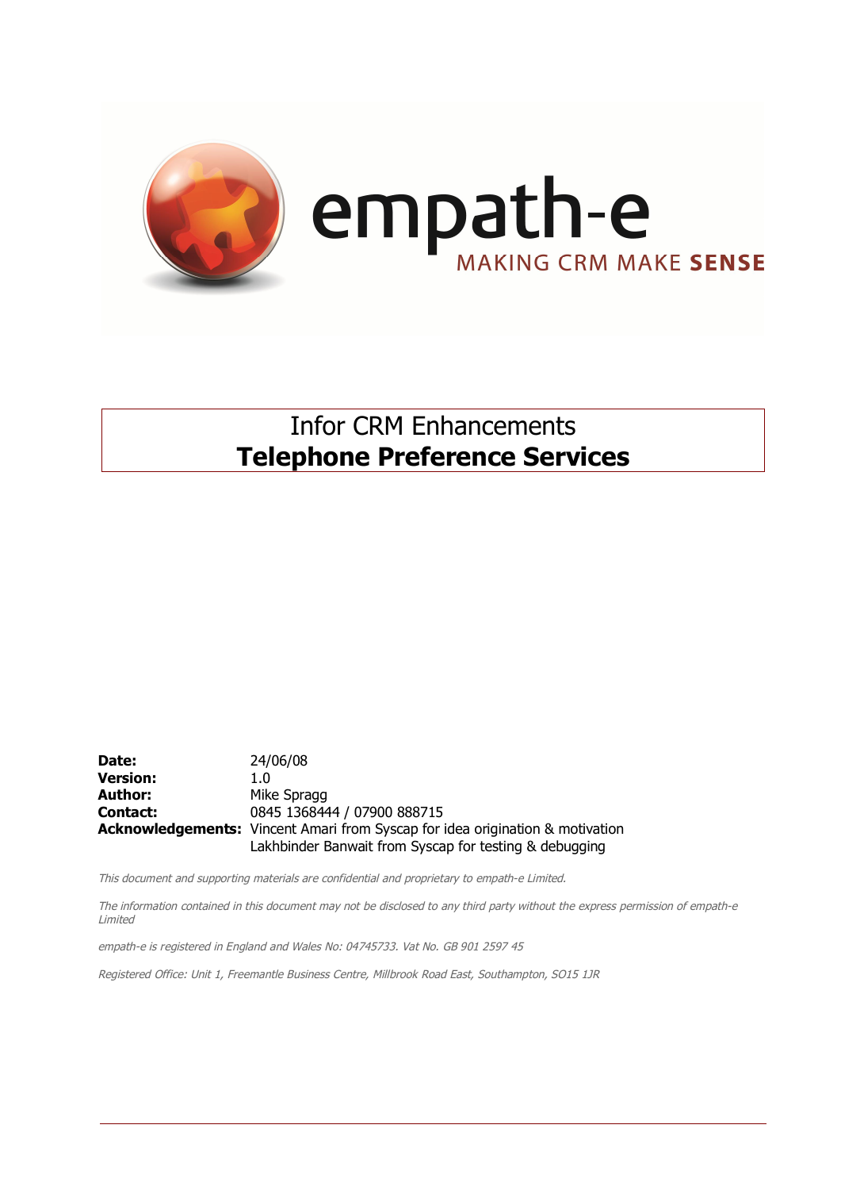empath-e

MAKING CRM MAKE **SENSE**

# Infor CRM Enhancements
# **Telephone Preference Services**

| | |
|---|---|
| **Date:** | 24/06/08 |
| **Version:** | 1.0 |
| **Author:** | Mike Spragg |
| **Contact:** | 0845 1368444 / 07900 888715 |
| **Acknowledgements:** | Vincent Amari from Syscap for idea origination & motivation |
| | Lakhbinder Banwait from Syscap for testing & debugging |

*This document and supporting materials are confidential and proprietary to empath-e Limited.*

*The information contained in this document may not be disclosed to any third party without the express permission of empath-e Limited*

*empath-e is registered in England and Wales No: 04745733. Vat No. GB 901 2597 45*

*Registered Office: Unit 1, Freemantle Business Centre, Millbrook Road East, Southampton, SO15 1JR*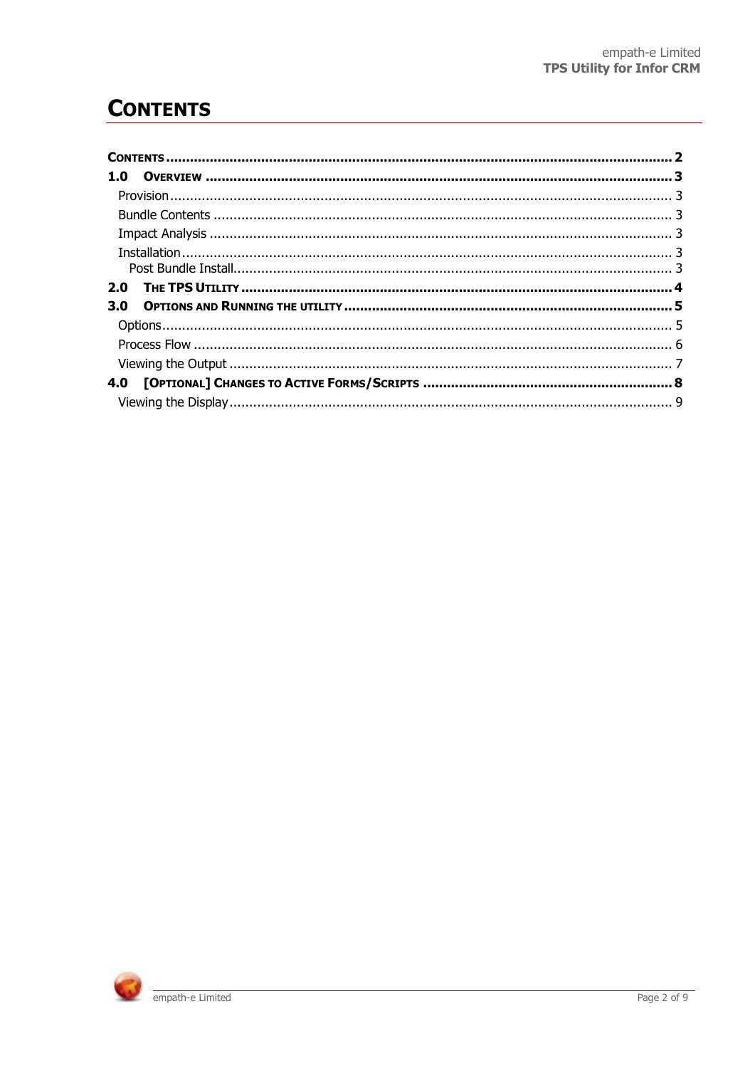# CONTENTS

CONTENTS .......... 2
1.0 OVERVIEW .......... 3
- Provision .......... 3
- Bundle Contents .......... 3
- Impact Analysis .......... 3
- Installation .......... 3
  - Post Bundle Install .......... 3

2.0 THE TPS UTILITY .......... 4
3.0 OPTIONS AND RUNNING THE UTILITY .......... 5
- Options .......... 5
- Process Flow .......... 6
- Viewing the Output .......... 7

4.0 [OPTIONAL] CHANGES TO ACTIVE FORMS/SCRIPTS .......... 8
- Viewing the Display .......... 9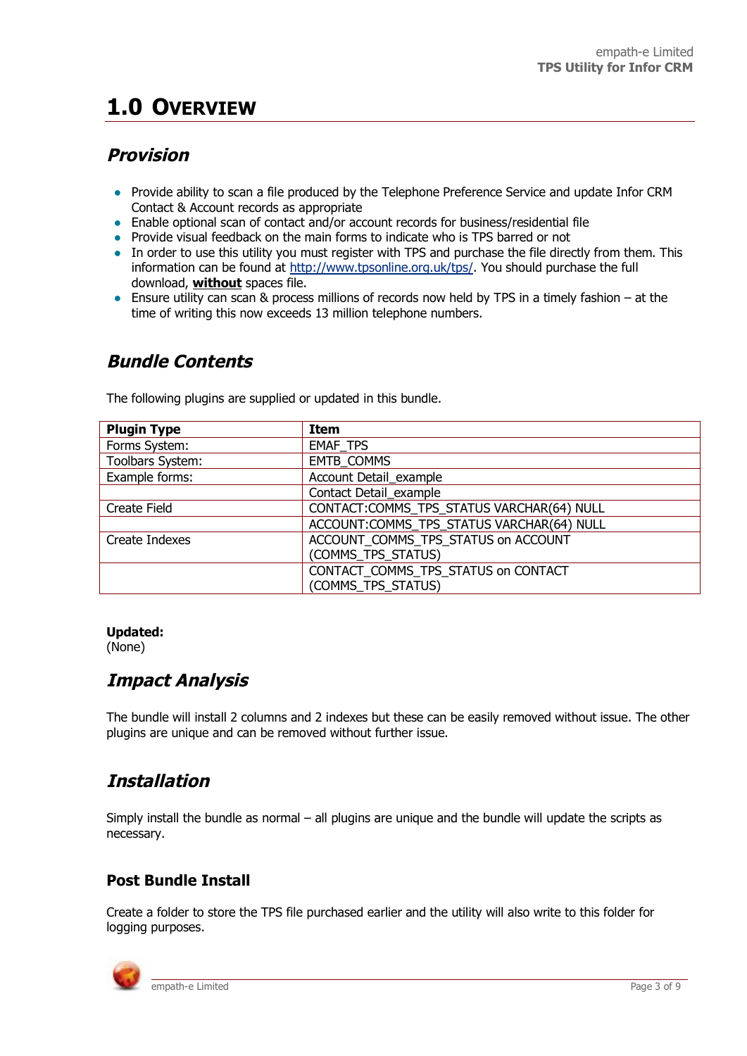# 1.0 Overview

## *Provision*

- Provide ability to scan a file produced by the Telephone Preference Service and update Infor CRM Contact & Account records as appropriate
- Enable optional scan of contact and/or account records for business/residential file
- Provide visual feedback on the main forms to indicate who is TPS barred or not
- In order to use this utility you must register with TPS and purchase the file directly from them. This information can be found at http://www.tpsonline.org.uk/tps/. You should purchase the full download, **without** spaces file.
- Ensure utility can scan & process millions of records now held by TPS in a timely fashion – at the time of writing this now exceeds 13 million telephone numbers.

## *Bundle Contents*

The following plugins are supplied or updated in this bundle.

| Plugin Type | Item |
|---|---|
| Forms System: | EMAF_TPS |
| Toolbars System: | EMTB_COMMS |
| Example forms: | Account Detail_example |
| | Contact Detail_example |
| Create Field | CONTACT:COMMS_TPS_STATUS VARCHAR(64) NULL |
| | ACCOUNT:COMMS_TPS_STATUS VARCHAR(64) NULL |
| Create Indexes | ACCOUNT_COMMS_TPS_STATUS on ACCOUNT (COMMS_TPS_STATUS) |
| | CONTACT_COMMS_TPS_STATUS on CONTACT (COMMS_TPS_STATUS) |

**Updated:**
(None)

## *Impact Analysis*

The bundle will install 2 columns and 2 indexes but these can be easily removed without issue. The other plugins are unique and can be removed without further issue.

## *Installation*

Simply install the bundle as normal – all plugins are unique and the bundle will update the scripts as necessary.

### Post Bundle Install

Create a folder to store the TPS file purchased earlier and the utility will also write to this folder for logging purposes.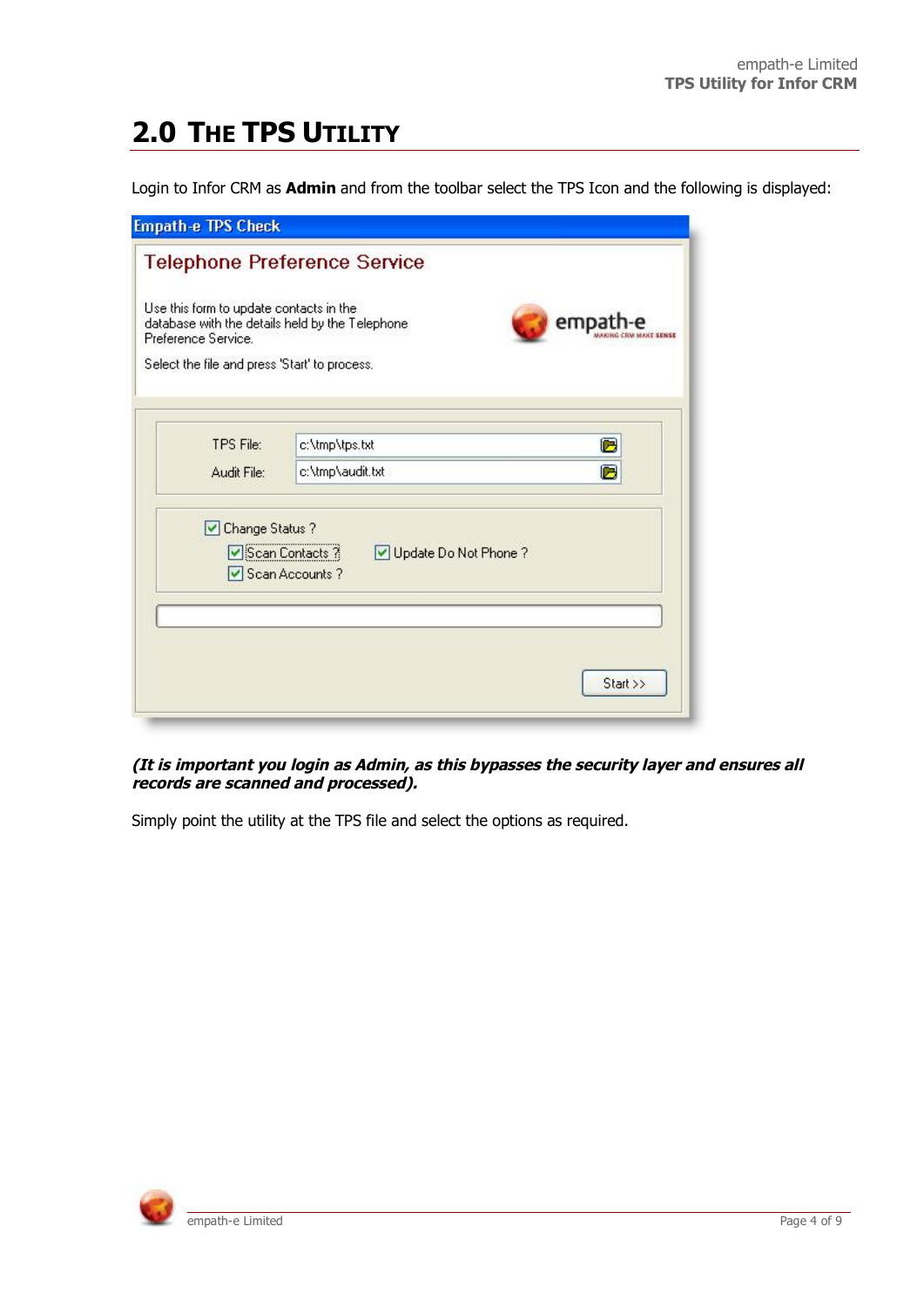# 2.0 The TPS Utility

Login to Infor CRM as **Admin** and from the toolbar select the TPS Icon and the following is displayed:

***(It is important you login as Admin, as this bypasses the security layer and ensures all records are scanned and processed).***

Simply point the utility at the TPS file and select the options as required.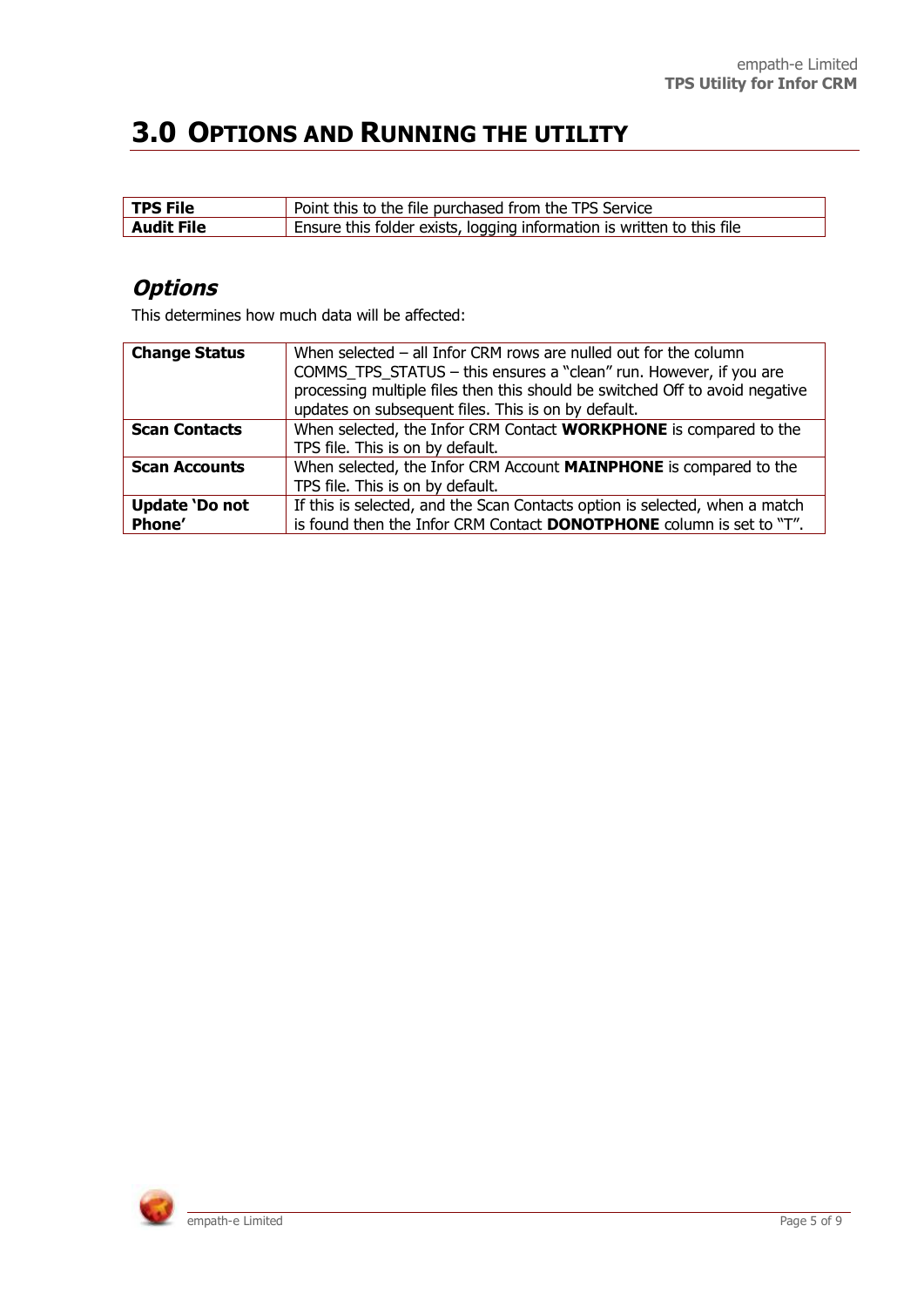# 3.0 OPTIONS AND RUNNING THE UTILITY

| **TPS File** | Point this to the file purchased from the TPS Service |
|---|---|
| **Audit File** | Ensure this folder exists, logging information is written to this file |

## *Options*

This determines how much data will be affected:

| **Change Status** | When selected – all Infor CRM rows are nulled out for the column COMMS_TPS_STATUS – this ensures a "clean" run. However, if you are processing multiple files then this should be switched Off to avoid negative updates on subsequent files. This is on by default. |
|---|---|
| **Scan Contacts** | When selected, the Infor CRM Contact **WORKPHONE** is compared to the TPS file. This is on by default. |
| **Scan Accounts** | When selected, the Infor CRM Account **MAINPHONE** is compared to the TPS file. This is on by default. |
| **Update 'Do not Phone'** | If this is selected, and the Scan Contacts option is selected, when a match is found then the Infor CRM Contact **DONOTPHONE** column is set to "T". |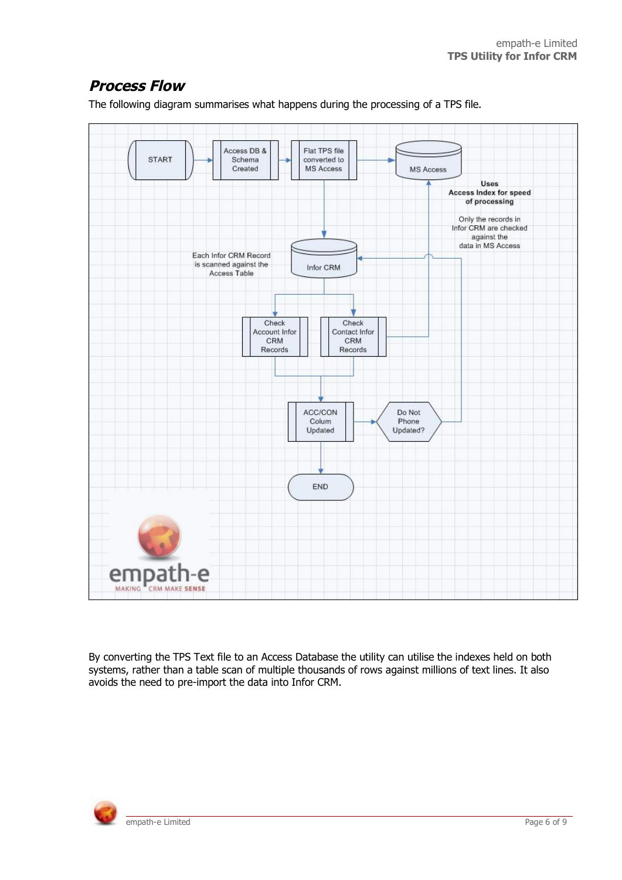## *Process Flow*

The following diagram summarises what happens during the processing of a TPS file.

START → Access DB & Schema Created → Flat TPS file converted to MS Access → MS Access

**Uses Access Index for speed of processing**

Only the records in Infor CRM are checked against the data in MS Access

Each Infor CRM Record is scanned against the Access Table

Infor CRM

Check Account Infor CRM Records

Check Contact Infor CRM Records

ACC/CON Colum Updated

Do Not Phone Updated?

END

empath-e

MAKING CRM MAKE SENSE

By converting the TPS Text file to an Access Database the utility can utilise the indexes held on both systems, rather than a table scan of multiple thousands of rows against millions of text lines. It also avoids the need to pre-import the data into Infor CRM.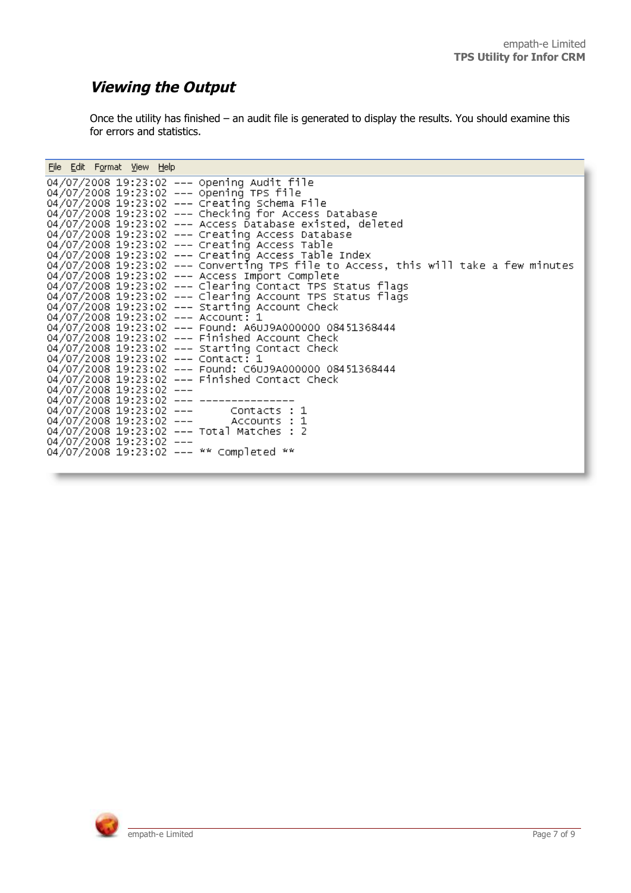## *Viewing the Output*

Once the utility has finished – an audit file is generated to display the results. You should examine this for errors and statistics.

```
File  Edit  Format  View  Help
04/07/2008 19:23:02 --- Opening Audit file
04/07/2008 19:23:02 --- Opening TPS file
04/07/2008 19:23:02 --- Creating Schema File
04/07/2008 19:23:02 --- Checking for Access Database
04/07/2008 19:23:02 --- Access Database existed, deleted
04/07/2008 19:23:02 --- Creating Access Database
04/07/2008 19:23:02 --- Creating Access Table
04/07/2008 19:23:02 --- Creating Access Table Index
04/07/2008 19:23:02 --- Converting TPS file to Access, this will take a few minutes
04/07/2008 19:23:02 --- Access Import Complete
04/07/2008 19:23:02 --- Clearing Contact TPS Status flags
04/07/2008 19:23:02 --- Clearing Account TPS Status flags
04/07/2008 19:23:02 --- Starting Account Check
04/07/2008 19:23:02 --- Account: 1
04/07/2008 19:23:02 --- Found: A6UJ9A000000 08451368444
04/07/2008 19:23:02 --- Finished Account Check
04/07/2008 19:23:02 --- Starting Contact Check
04/07/2008 19:23:02 --- Contact: 1
04/07/2008 19:23:02 --- Found: C6UJ9A000000 08451368444
04/07/2008 19:23:02 --- Finished Contact Check
04/07/2008 19:23:02 ---
04/07/2008 19:23:02 --- ---------------
04/07/2008 19:23:02 ---       Contacts : 1
04/07/2008 19:23:02 ---       Accounts : 1
04/07/2008 19:23:02 --- Total Matches : 2
04/07/2008 19:23:02 ---
04/07/2008 19:23:02 --- ** Completed **
```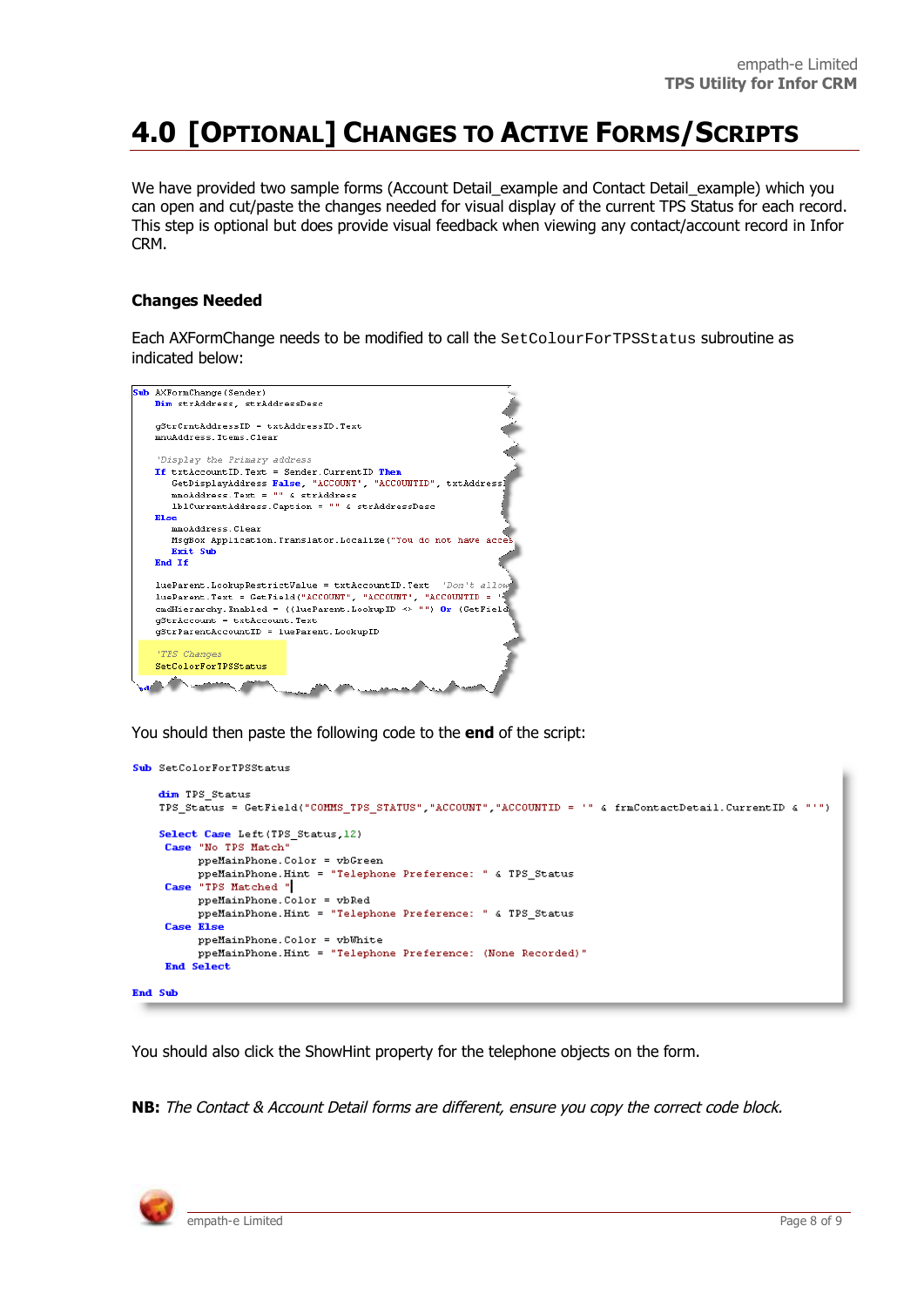# 4.0 [OPTIONAL] CHANGES TO ACTIVE FORMS/SCRIPTS

We have provided two sample forms (Account Detail_example and Contact Detail_example) which you can open and cut/paste the changes needed for visual display of the current TPS Status for each record. This step is optional but does provide visual feedback when viewing any contact/account record in Infor CRM.

### Changes Needed

Each AXFormChange needs to be modified to call the `SetColourForTPSStatus` subroutine as indicated below:

```
Sub AXFormChange(Sender)
    Dim strAddress, strAddressDesc

    gStrCrntAddressID = txtAddressID.Text
    mnuAddress.Items.Clear

    'Display the Primary address
    If txtAccountID.Text = Sender.CurrentID Then
       GetDisplayAddress False, "ACCOUNT", "ACCOUNTID", txtAddressI
       mmoAddress.Text = "" & strAddress
       lblCurrentAddress.Caption = "" & strAddressDesc
    Else
       mmoAddress.Clear
       MsgBox Application.Translator.Localize("You do not have acces
       Exit Sub
    End If

    lueParent.LookupRestrictValue = txtAccountID.Text  'Don't allow
    lueParent.Text = GetField("ACCOUNT", "ACCOUNT", "ACCOUNTID = '
    cmdHierarchy.Enabled = ((lueParent.LookupID <> "") Or (GetField
    gStrAccount = txtAccount.Text
    gStrParentAccountID = lueParent.LookupID

    'TPS Changes
    SetColorForTPSStatus
```

You should then paste the following code to the **end** of the script:

```
Sub SetColorForTPSStatus

    dim TPS_Status
    TPS_Status = GetField("COMMS_TPS_STATUS","ACCOUNT","ACCOUNTID = '" & frmContactDetail.CurrentID & "'")

    Select Case Left(TPS_Status,12)
     Case "No TPS Match"
          ppeMainPhone.Color = vbGreen
          ppeMainPhone.Hint = "Telephone Preference: " & TPS_Status
     Case "TPS Matched "
          ppeMainPhone.Color = vbRed
          ppeMainPhone.Hint = "Telephone Preference: " & TPS_Status
     Case Else
          ppeMainPhone.Color = vbWhite
          ppeMainPhone.Hint = "Telephone Preference: (None Recorded)"
     End Select

End Sub
```

You should also click the ShowHint property for the telephone objects on the form.

**NB:** *The Contact & Account Detail forms are different, ensure you copy the correct code block.*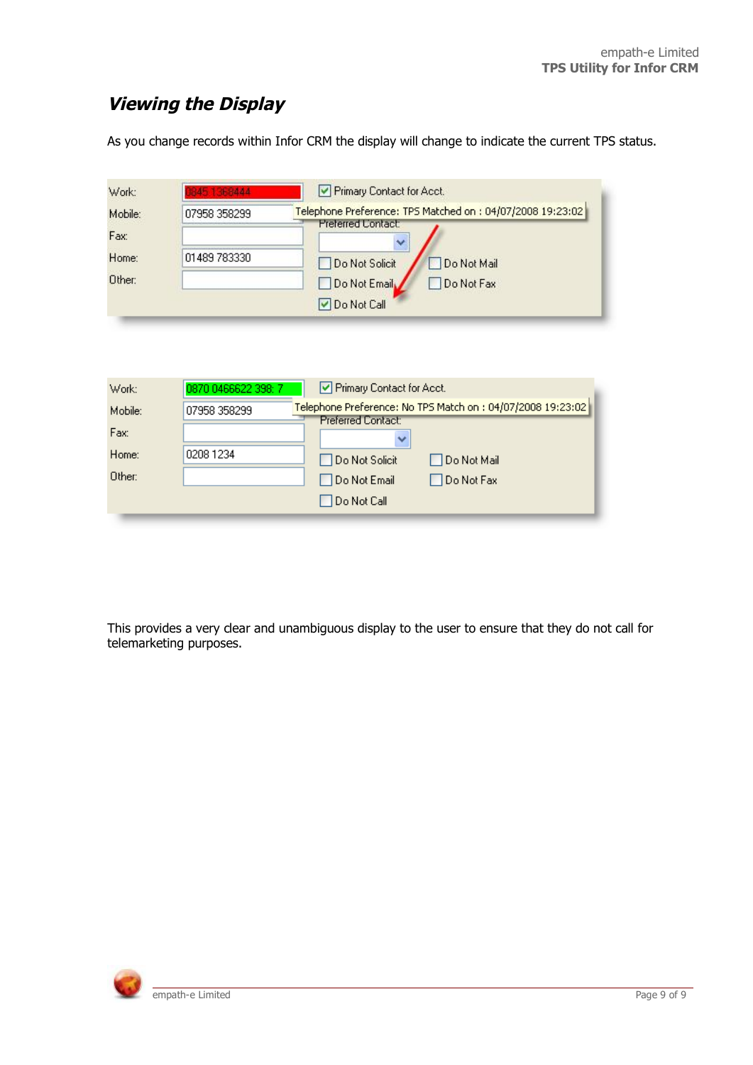## Viewing the Display

As you change records within Infor CRM the display will change to indicate the current TPS status.

This provides a very clear and unambiguous display to the user to ensure that they do not call for telemarketing purposes.